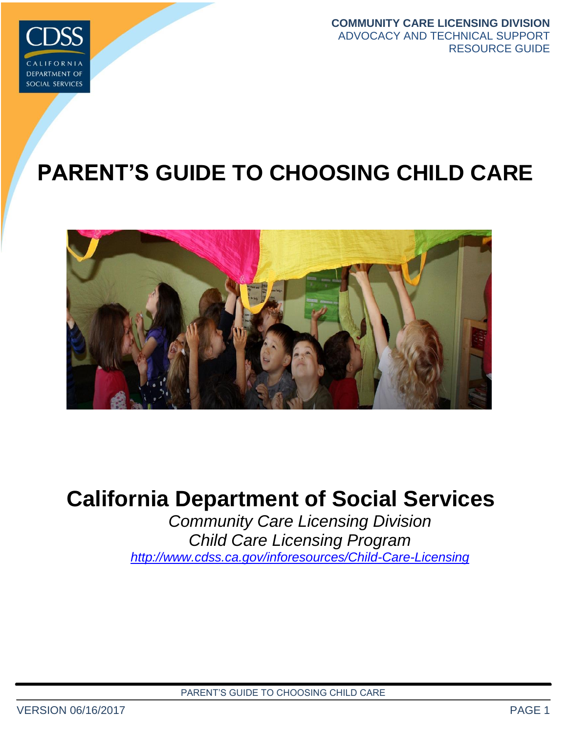COMMUNITY CARE LICENSING DIVISION
ADVOCACY AND TECHNICAL SUPPORT
RESOURCE GUIDE

# PARENT'S GUIDE TO CHOOSING CHILD CARE

## California Department of Social Services

*Community Care Licensing Division*
*Child Care Licensing Program*
*http://www.cdss.ca.gov/inforesources/Child-Care-Licensing*

VERSION 06/16/2017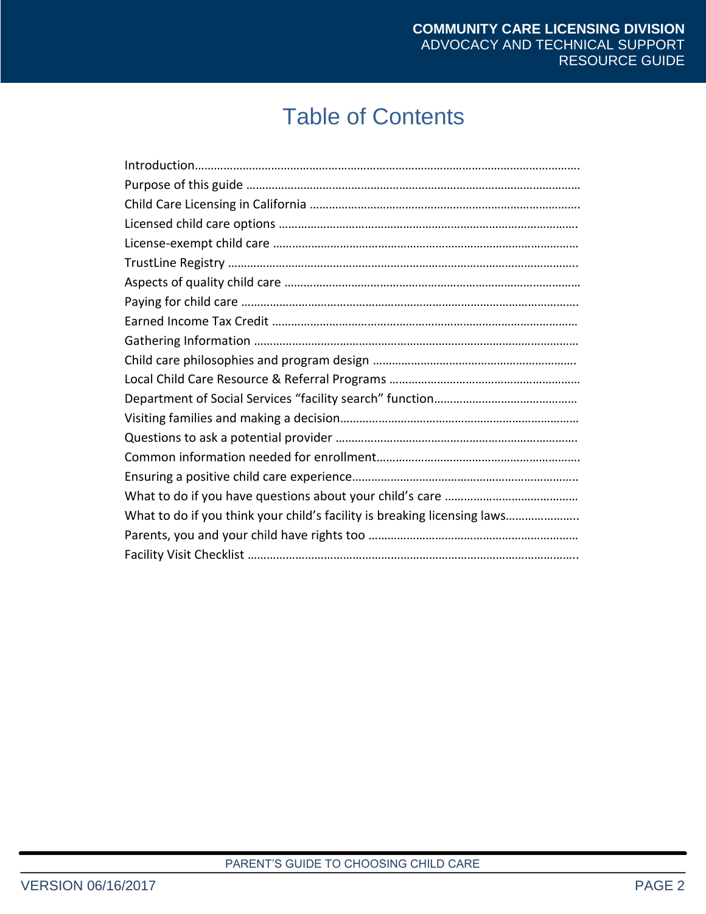# Table of Contents

Introduction……………………………………………………………………………………………………….
Purpose of this guide ……………………………………………………………………………………………
Child Care Licensing in California ………………………………………………………………………….
Licensed child care options ………………………………………………………………………………….
License-exempt child care ……………………………………………………………………………………
TrustLine Registry ………………………………………………………………………………………………..
Aspects of quality child care …………………………………………………………………………………
Paying for child care …………………………………………………………………………………………….
Earned Income Tax Credit ……………………………………………………………………………………
Gathering Information …………………………………………………………………………………………
Child care philosophies and program design ……………………………………………………….
Local Child Care Resource & Referral Programs …………………………………………………
Department of Social Services "facility search" function………………………………………
Visiting families and making a decision…………………………………………………………………
Questions to ask a potential provider ………………………………………………………………….
Common information needed for enrollment……………………………………………………….
Ensuring a positive child care experience……………………………………………………………..
What to do if you have questions about your child's care …………………………………
What to do if you think your child's facility is breaking licensing laws…………………..
Parents, you and your child have rights too …………………………………………………………
Facility Visit Checklist ……………………………………………………………………………………………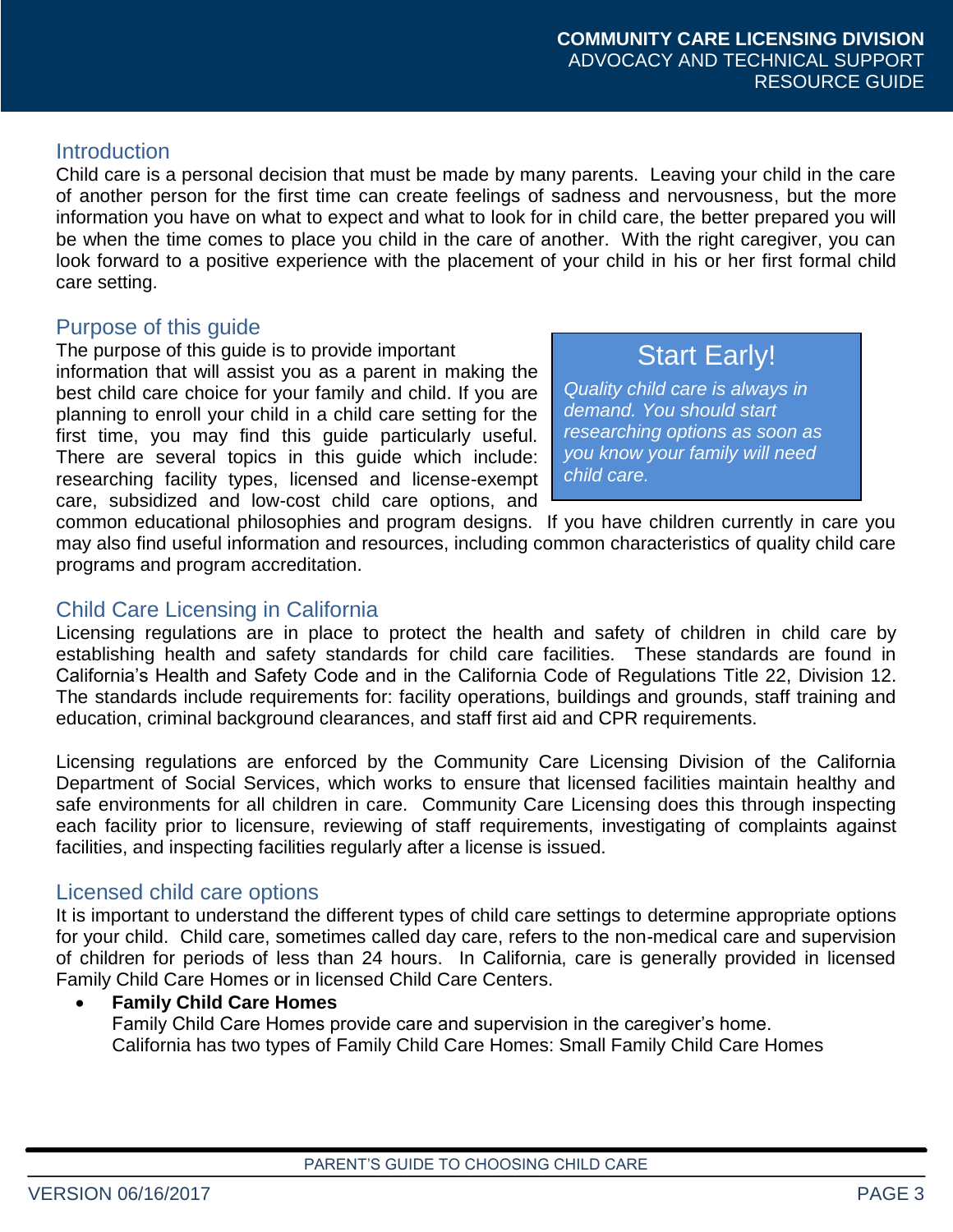## Introduction

Child care is a personal decision that must be made by many parents. Leaving your child in the care of another person for the first time can create feelings of sadness and nervousness, but the more information you have on what to expect and what to look for in child care, the better prepared you will be when the time comes to place you child in the care of another. With the right caregiver, you can look forward to a positive experience with the placement of your child in his or her first formal child care setting.

## Purpose of this guide

The purpose of this guide is to provide important information that will assist you as a parent in making the best child care choice for your family and child. If you are planning to enroll your child in a child care setting for the first time, you may find this guide particularly useful. There are several topics in this guide which include: researching facility types, licensed and license-exempt care, subsidized and low-cost child care options, and common educational philosophies and program designs. If you have children currently in care you may also find useful information and resources, including common characteristics of quality child care programs and program accreditation.

> **Start Early!**
>
> *Quality child care is always in demand. You should start researching options as soon as you know your family will need child care.*

## Child Care Licensing in California

Licensing regulations are in place to protect the health and safety of children in child care by establishing health and safety standards for child care facilities. These standards are found in California's Health and Safety Code and in the California Code of Regulations Title 22, Division 12. The standards include requirements for: facility operations, buildings and grounds, staff training and education, criminal background clearances, and staff first aid and CPR requirements.

Licensing regulations are enforced by the Community Care Licensing Division of the California Department of Social Services, which works to ensure that licensed facilities maintain healthy and safe environments for all children in care. Community Care Licensing does this through inspecting each facility prior to licensure, reviewing of staff requirements, investigating of complaints against facilities, and inspecting facilities regularly after a license is issued.

## Licensed child care options

It is important to understand the different types of child care settings to determine appropriate options for your child. Child care, sometimes called day care, refers to the non-medical care and supervision of children for periods of less than 24 hours. In California, care is generally provided in licensed Family Child Care Homes or in licensed Child Care Centers.

- **Family Child Care Homes**
  Family Child Care Homes provide care and supervision in the caregiver's home.
  California has two types of Family Child Care Homes: Small Family Child Care Homes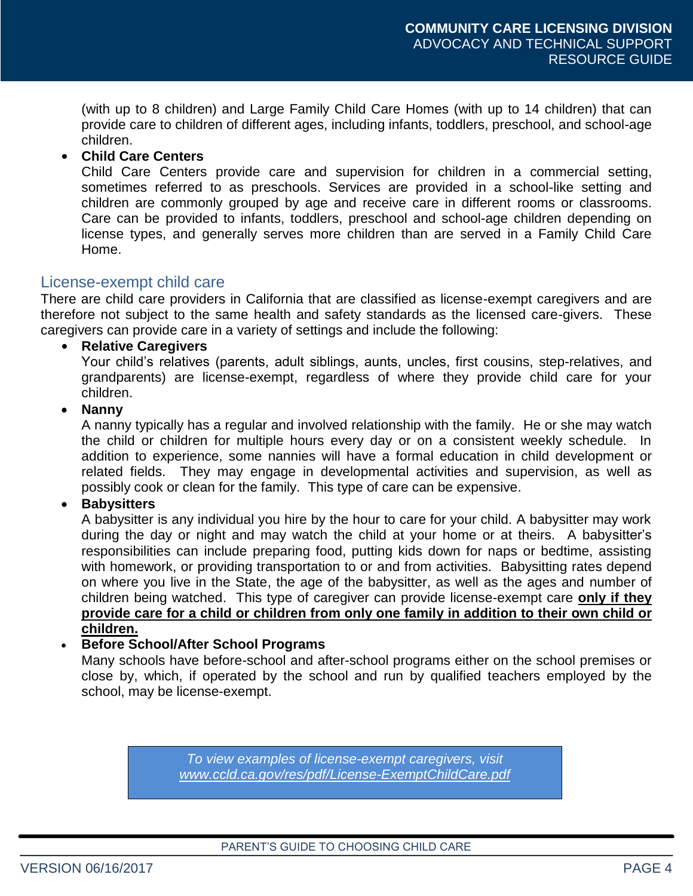(with up to 8 children) and Large Family Child Care Homes (with up to 14 children) that can provide care to children of different ages, including infants, toddlers, preschool, and school-age children.

- **Child Care Centers**
  Child Care Centers provide care and supervision for children in a commercial setting, sometimes referred to as preschools. Services are provided in a school-like setting and children are commonly grouped by age and receive care in different rooms or classrooms. Care can be provided to infants, toddlers, preschool and school-age children depending on license types, and generally serves more children than are served in a Family Child Care Home.

## License-exempt child care

There are child care providers in California that are classified as license-exempt caregivers and are therefore not subject to the same health and safety standards as the licensed care-givers. These caregivers can provide care in a variety of settings and include the following:

- **Relative Caregivers**
  Your child's relatives (parents, adult siblings, aunts, uncles, first cousins, step-relatives, and grandparents) are license-exempt, regardless of where they provide child care for your children.
- **Nanny**
  A nanny typically has a regular and involved relationship with the family. He or she may watch the child or children for multiple hours every day or on a consistent weekly schedule. In addition to experience, some nannies will have a formal education in child development or related fields. They may engage in developmental activities and supervision, as well as possibly cook or clean for the family. This type of care can be expensive.
- **Babysitters**
  A babysitter is any individual you hire by the hour to care for your child. A babysitter may work during the day or night and may watch the child at your home or at theirs. A babysitter's responsibilities can include preparing food, putting kids down for naps or bedtime, assisting with homework, or providing transportation to or and from activities. Babysitting rates depend on where you live in the State, the age of the babysitter, as well as the ages and number of children being watched. This type of caregiver can provide license-exempt care **<u>only if they provide care for a child or children from only one family in addition to their own child or children.</u>**
- **Before School/After School Programs**
  Many schools have before-school and after-school programs either on the school premises or close by, which, if operated by the school and run by qualified teachers employed by the school, may be license-exempt.

*To view examples of license-exempt caregivers, visit [www.ccld.ca.gov/res/pdf/License-ExemptChildCare.pdf](http://www.ccld.ca.gov/res/pdf/License-ExemptChildCare.pdf)*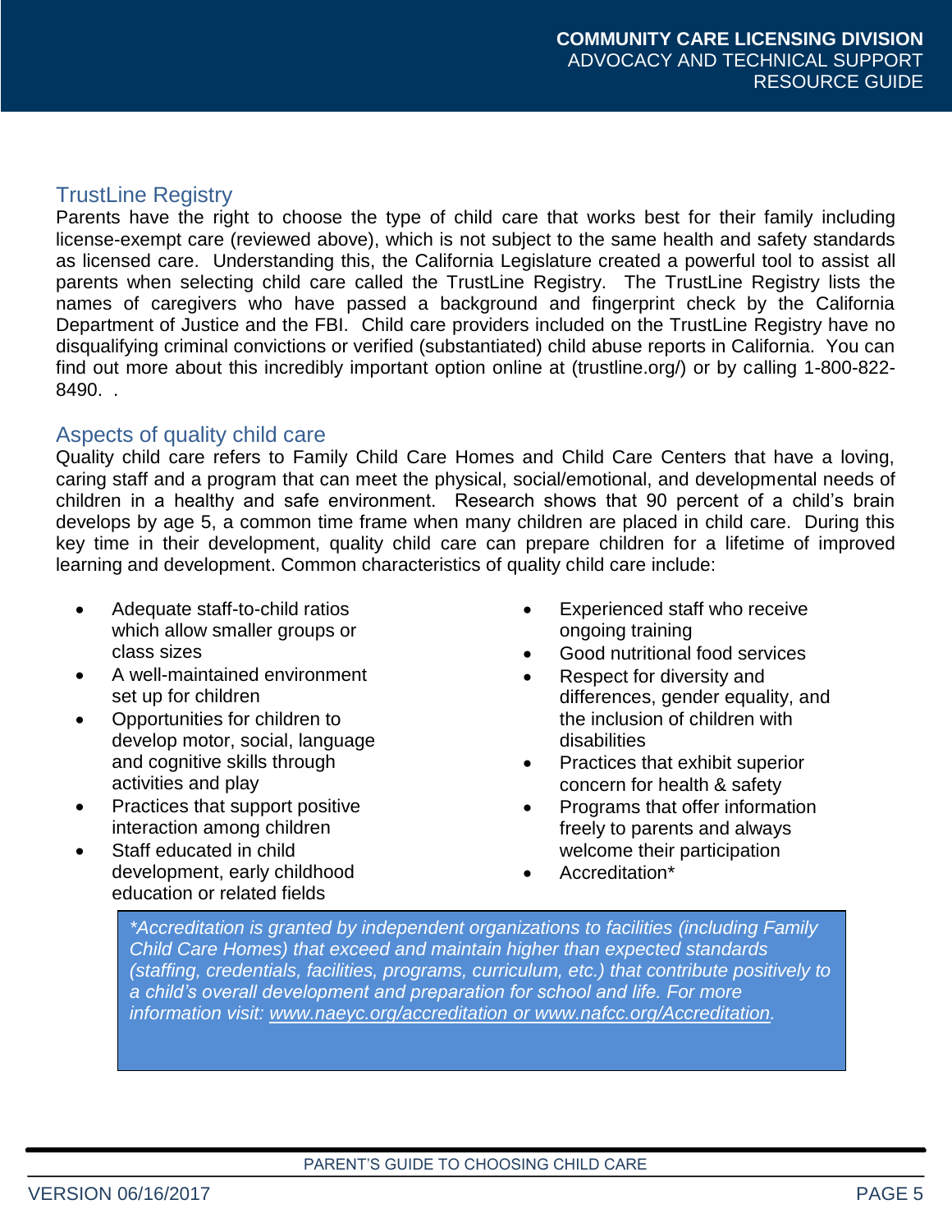## TrustLine Registry

Parents have the right to choose the type of child care that works best for their family including license-exempt care (reviewed above), which is not subject to the same health and safety standards as licensed care. Understanding this, the California Legislature created a powerful tool to assist all parents when selecting child care called the TrustLine Registry. The TrustLine Registry lists the names of caregivers who have passed a background and fingerprint check by the California Department of Justice and the FBI. Child care providers included on the TrustLine Registry have no disqualifying criminal convictions or verified (substantiated) child abuse reports in California. You can find out more about this incredibly important option online at (trustline.org/) or by calling 1-800-822-8490. .

## Aspects of quality child care

Quality child care refers to Family Child Care Homes and Child Care Centers that have a loving, caring staff and a program that can meet the physical, social/emotional, and developmental needs of children in a healthy and safe environment. Research shows that 90 percent of a child's brain develops by age 5, a common time frame when many children are placed in child care. During this key time in their development, quality child care can prepare children for a lifetime of improved learning and development. Common characteristics of quality child care include:

- Adequate staff-to-child ratios which allow smaller groups or class sizes
- A well-maintained environment set up for children
- Opportunities for children to develop motor, social, language and cognitive skills through activities and play
- Practices that support positive interaction among children
- Staff educated in child development, early childhood education or related fields
- Experienced staff who receive ongoing training
- Good nutritional food services
- Respect for diversity and differences, gender equality, and the inclusion of children with disabilities
- Practices that exhibit superior concern for health & safety
- Programs that offer information freely to parents and always welcome their participation
- Accreditation*

*\*Accreditation is granted by independent organizations to facilities (including Family Child Care Homes) that exceed and maintain higher than expected standards (staffing, credentials, facilities, programs, curriculum, etc.) that contribute positively to a child's overall development and preparation for school and life. For more information visit: www.naeyc.org/accreditation or www.nafcc.org/Accreditation.*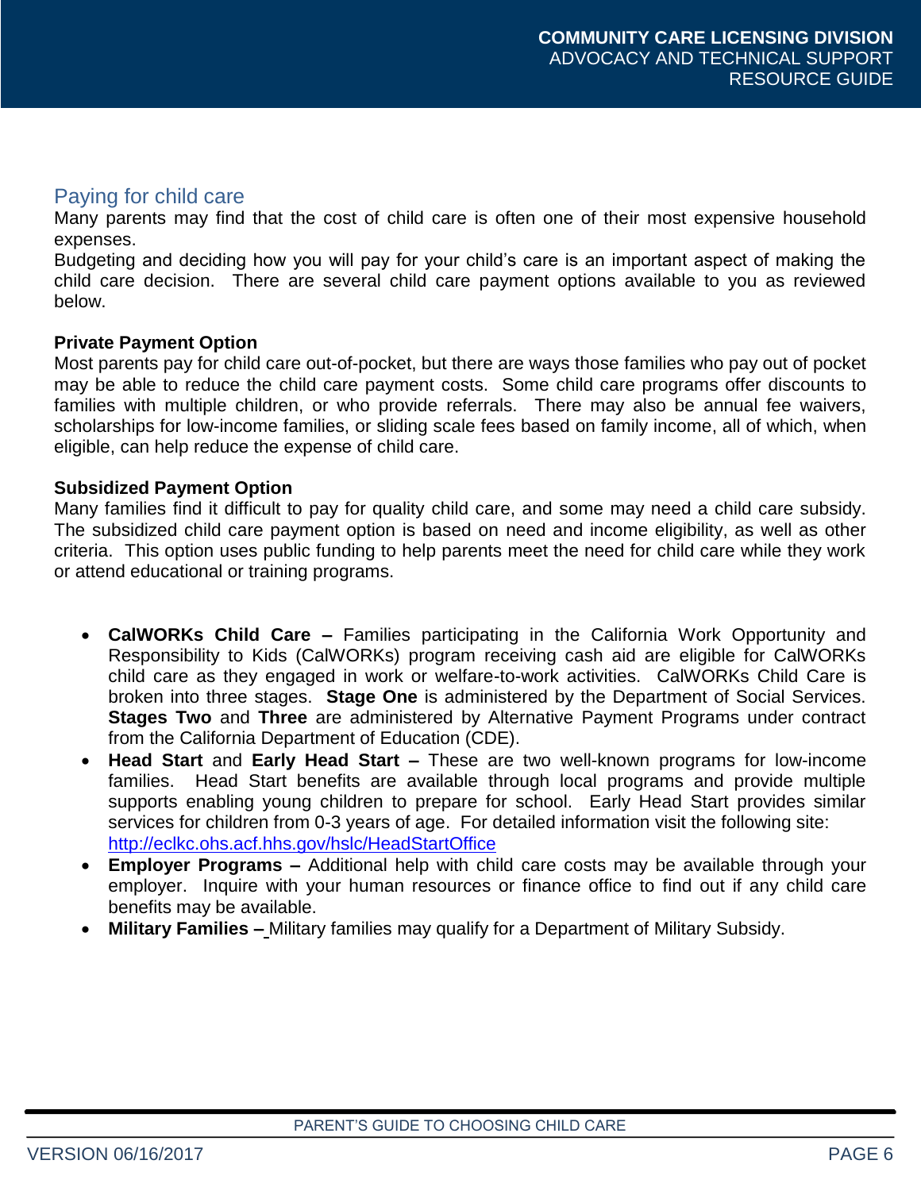## Paying for child care

Many parents may find that the cost of child care is often one of their most expensive household expenses.

Budgeting and deciding how you will pay for your child's care is an important aspect of making the child care decision. There are several child care payment options available to you as reviewed below.

**Private Payment Option**

Most parents pay for child care out-of-pocket, but there are ways those families who pay out of pocket may be able to reduce the child care payment costs. Some child care programs offer discounts to families with multiple children, or who provide referrals. There may also be annual fee waivers, scholarships for low-income families, or sliding scale fees based on family income, all of which, when eligible, can help reduce the expense of child care.

**Subsidized Payment Option**

Many families find it difficult to pay for quality child care, and some may need a child care subsidy. The subsidized child care payment option is based on need and income eligibility, as well as other criteria. This option uses public funding to help parents meet the need for child care while they work or attend educational or training programs.

- **CalWORKs Child Care –** Families participating in the California Work Opportunity and Responsibility to Kids (CalWORKs) program receiving cash aid are eligible for CalWORKs child care as they engaged in work or welfare-to-work activities. CalWORKs Child Care is broken into three stages. **Stage One** is administered by the Department of Social Services. **Stages Two** and **Three** are administered by Alternative Payment Programs under contract from the California Department of Education (CDE).
- **Head Start** and **Early Head Start –** These are two well-known programs for low-income families. Head Start benefits are available through local programs and provide multiple supports enabling young children to prepare for school. Early Head Start provides similar services for children from 0-3 years of age. For detailed information visit the following site: http://eclkc.ohs.acf.hhs.gov/hslc/HeadStartOffice
- **Employer Programs –** Additional help with child care costs may be available through your employer. Inquire with your human resources or finance office to find out if any child care benefits may be available.
- **Military Families –** Military families may qualify for a Department of Military Subsidy.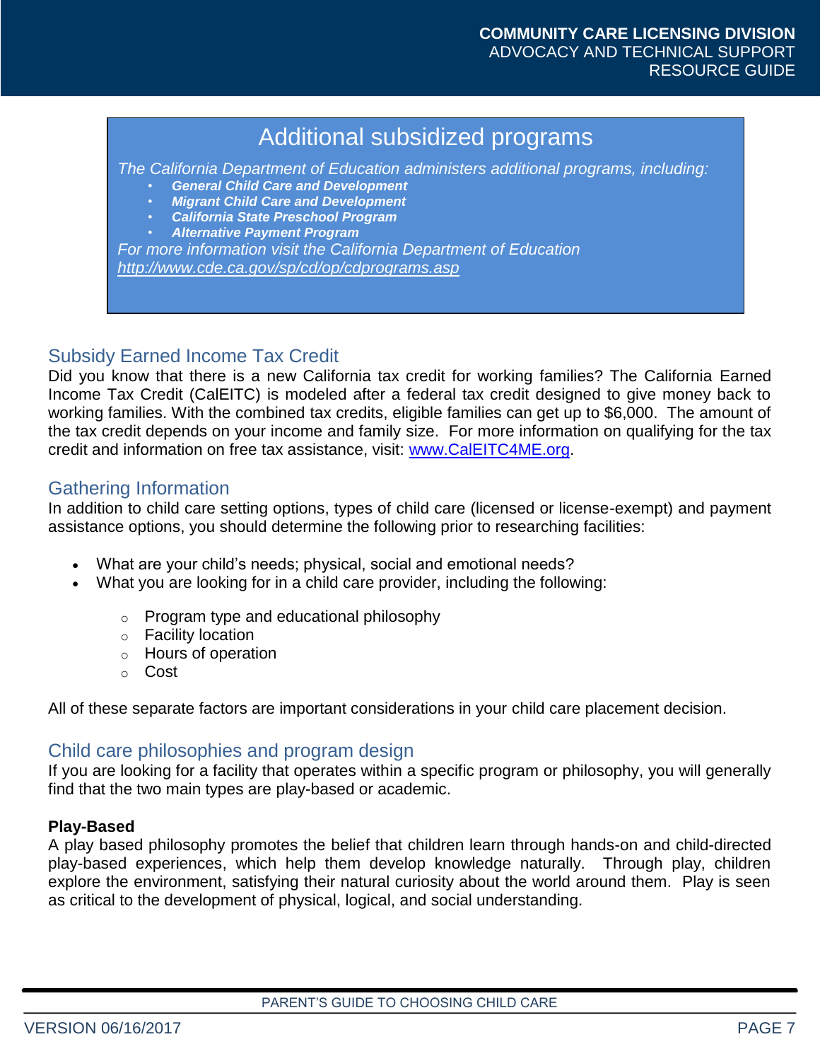## Additional subsidized programs

*The California Department of Education administers additional programs, including:*

- ***General Child Care and Development***
- ***Migrant Child Care and Development***
- ***California State Preschool Program***
- ***Alternative Payment Program***

*For more information visit the California Department of Education*
*http://www.cde.ca.gov/sp/cd/op/cdprograms.asp*

## Subsidy Earned Income Tax Credit

Did you know that there is a new California tax credit for working families? The California Earned Income Tax Credit (CalEITC) is modeled after a federal tax credit designed to give money back to working families. With the combined tax credits, eligible families can get up to $6,000. The amount of the tax credit depends on your income and family size. For more information on qualifying for the tax credit and information on free tax assistance, visit: www.CalEITC4ME.org.

## Gathering Information

In addition to child care setting options, types of child care (licensed or license-exempt) and payment assistance options, you should determine the following prior to researching facilities:

- What are your child's needs; physical, social and emotional needs?
- What you are looking for in a child care provider, including the following:
  - Program type and educational philosophy
  - Facility location
  - Hours of operation
  - Cost

All of these separate factors are important considerations in your child care placement decision.

## Child care philosophies and program design

If you are looking for a facility that operates within a specific program or philosophy, you will generally find that the two main types are play-based or academic.

**Play-Based**

A play based philosophy promotes the belief that children learn through hands-on and child-directed play-based experiences, which help them develop knowledge naturally. Through play, children explore the environment, satisfying their natural curiosity about the world around them. Play is seen as critical to the development of physical, logical, and social understanding.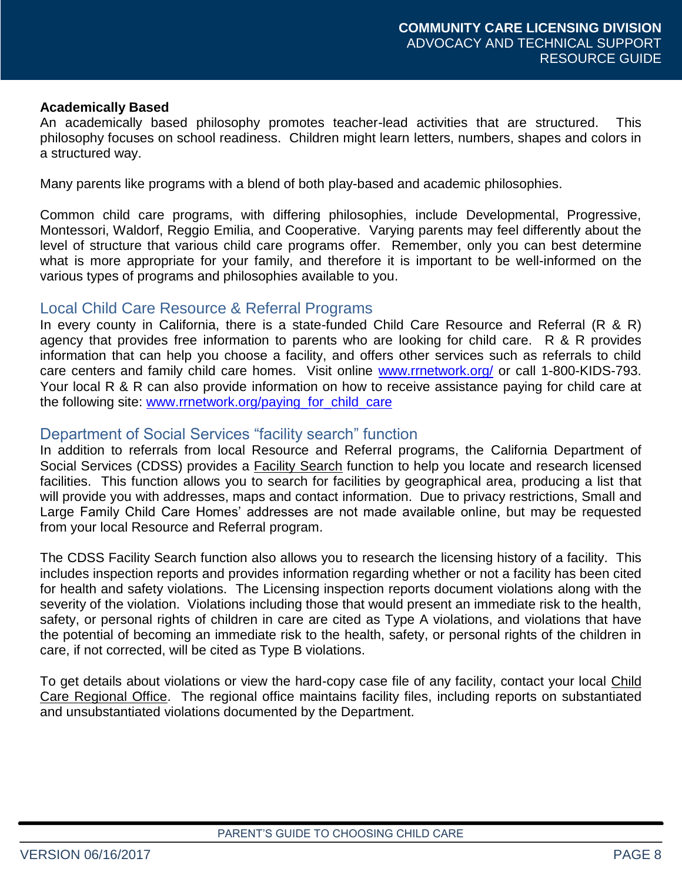**Academically Based**

An academically based philosophy promotes teacher-lead activities that are structured. This philosophy focuses on school readiness. Children might learn letters, numbers, shapes and colors in a structured way.

Many parents like programs with a blend of both play-based and academic philosophies.

Common child care programs, with differing philosophies, include Developmental, Progressive, Montessori, Waldorf, Reggio Emilia, and Cooperative. Varying parents may feel differently about the level of structure that various child care programs offer. Remember, only you can best determine what is more appropriate for your family, and therefore it is important to be well-informed on the various types of programs and philosophies available to you.

## Local Child Care Resource & Referral Programs

In every county in California, there is a state-funded Child Care Resource and Referral (R & R) agency that provides free information to parents who are looking for child care. R & R provides information that can help you choose a facility, and offers other services such as referrals to child care centers and family child care homes. Visit online www.rrnetwork.org/ or call 1-800-KIDS-793. Your local R & R can also provide information on how to receive assistance paying for child care at the following site: www.rrnetwork.org/paying_for_child_care

## Department of Social Services "facility search" function

In addition to referrals from local Resource and Referral programs, the California Department of Social Services (CDSS) provides a Facility Search function to help you locate and research licensed facilities. This function allows you to search for facilities by geographical area, producing a list that will provide you with addresses, maps and contact information. Due to privacy restrictions, Small and Large Family Child Care Homes' addresses are not made available online, but may be requested from your local Resource and Referral program.

The CDSS Facility Search function also allows you to research the licensing history of a facility. This includes inspection reports and provides information regarding whether or not a facility has been cited for health and safety violations. The Licensing inspection reports document violations along with the severity of the violation. Violations including those that would present an immediate risk to the health, safety, or personal rights of children in care are cited as Type A violations, and violations that have the potential of becoming an immediate risk to the health, safety, or personal rights of the children in care, if not corrected, will be cited as Type B violations.

To get details about violations or view the hard-copy case file of any facility, contact your local Child Care Regional Office. The regional office maintains facility files, including reports on substantiated and unsubstantiated violations documented by the Department.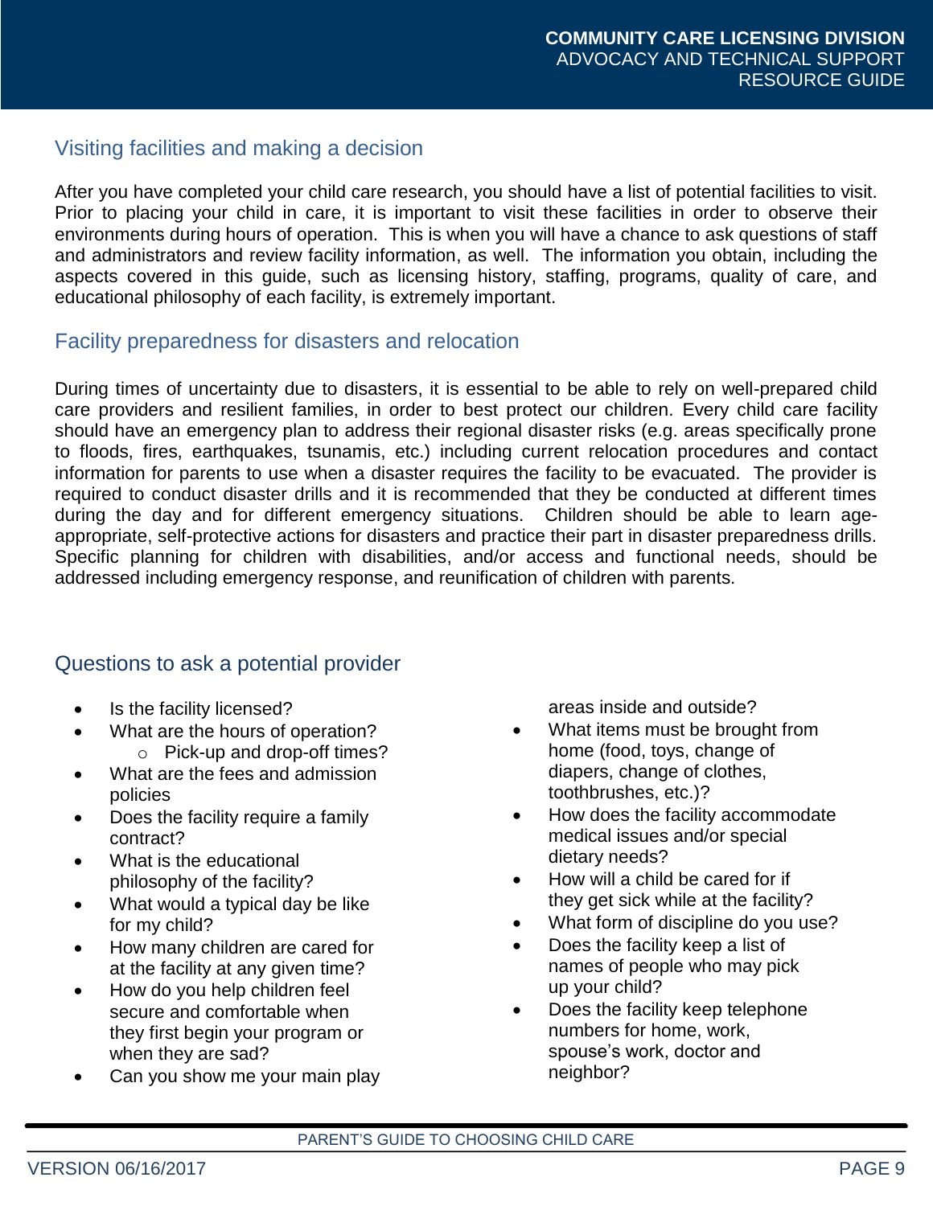## Visiting facilities and making a decision

After you have completed your child care research, you should have a list of potential facilities to visit. Prior to placing your child in care, it is important to visit these facilities in order to observe their environments during hours of operation. This is when you will have a chance to ask questions of staff and administrators and review facility information, as well. The information you obtain, including the aspects covered in this guide, such as licensing history, staffing, programs, quality of care, and educational philosophy of each facility, is extremely important.

## Facility preparedness for disasters and relocation

During times of uncertainty due to disasters, it is essential to be able to rely on well-prepared child care providers and resilient families, in order to best protect our children. Every child care facility should have an emergency plan to address their regional disaster risks (e.g. areas specifically prone to floods, fires, earthquakes, tsunamis, etc.) including current relocation procedures and contact information for parents to use when a disaster requires the facility to be evacuated. The provider is required to conduct disaster drills and it is recommended that they be conducted at different times during the day and for different emergency situations. Children should be able to learn age-appropriate, self-protective actions for disasters and practice their part in disaster preparedness drills. Specific planning for children with disabilities, and/or access and functional needs, should be addressed including emergency response, and reunification of children with parents.

## Questions to ask a potential provider

- Is the facility licensed?
- What are the hours of operation?
  - Pick-up and drop-off times?
- What are the fees and admission policies
- Does the facility require a family contract?
- What is the educational philosophy of the facility?
- What would a typical day be like for my child?
- How many children are cared for at the facility at any given time?
- How do you help children feel secure and comfortable when they first begin your program or when they are sad?
- Can you show me your main play areas inside and outside?
- What items must be brought from home (food, toys, change of diapers, change of clothes, toothbrushes, etc.)?
- How does the facility accommodate medical issues and/or special dietary needs?
- How will a child be cared for if they get sick while at the facility?
- What form of discipline do you use?
- Does the facility keep a list of names of people who may pick up your child?
- Does the facility keep telephone numbers for home, work, spouse's work, doctor and neighbor?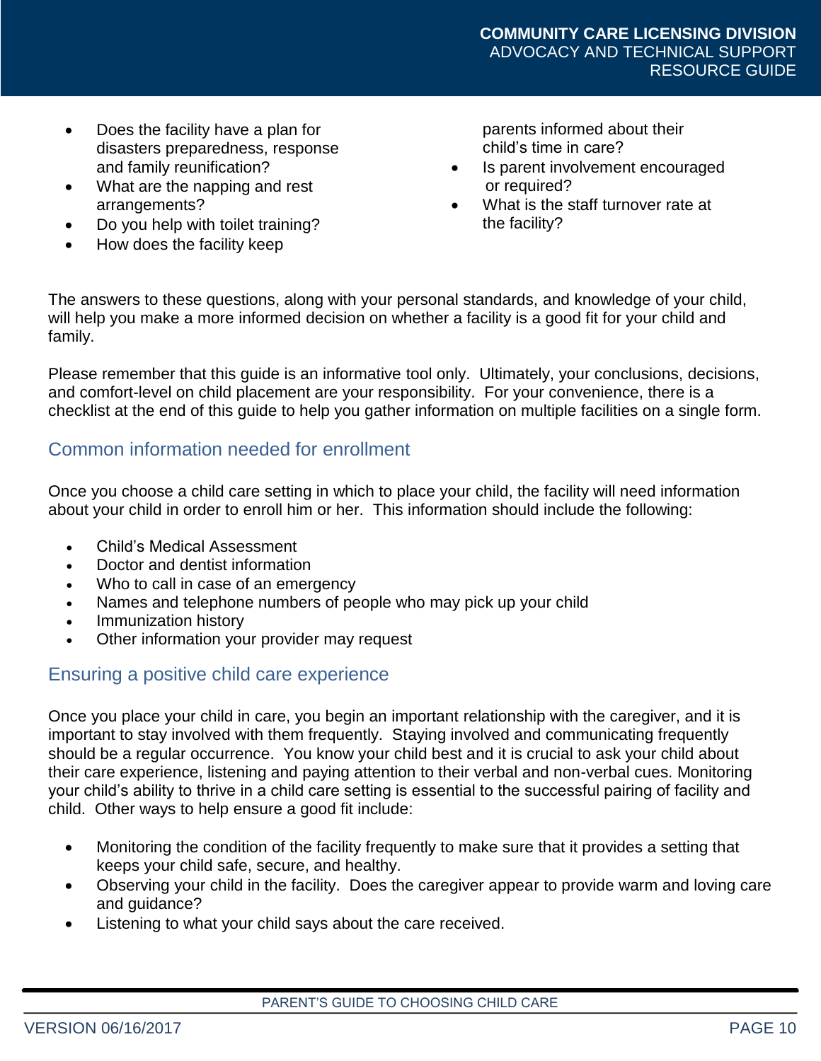- Does the facility have a plan for disasters preparedness, response and family reunification?
- What are the napping and rest arrangements?
- Do you help with toilet training?
- How does the facility keep parents informed about their child's time in care?
- Is parent involvement encouraged or required?
- What is the staff turnover rate at the facility?

The answers to these questions, along with your personal standards, and knowledge of your child, will help you make a more informed decision on whether a facility is a good fit for your child and family.

Please remember that this guide is an informative tool only. Ultimately, your conclusions, decisions, and comfort-level on child placement are your responsibility. For your convenience, there is a checklist at the end of this guide to help you gather information on multiple facilities on a single form.

## Common information needed for enrollment

Once you choose a child care setting in which to place your child, the facility will need information about your child in order to enroll him or her. This information should include the following:

- Child's Medical Assessment
- Doctor and dentist information
- Who to call in case of an emergency
- Names and telephone numbers of people who may pick up your child
- Immunization history
- Other information your provider may request

## Ensuring a positive child care experience

Once you place your child in care, you begin an important relationship with the caregiver, and it is important to stay involved with them frequently. Staying involved and communicating frequently should be a regular occurrence. You know your child best and it is crucial to ask your child about their care experience, listening and paying attention to their verbal and non-verbal cues. Monitoring your child's ability to thrive in a child care setting is essential to the successful pairing of facility and child. Other ways to help ensure a good fit include:

- Monitoring the condition of the facility frequently to make sure that it provides a setting that keeps your child safe, secure, and healthy.
- Observing your child in the facility. Does the caregiver appear to provide warm and loving care and guidance?
- Listening to what your child says about the care received.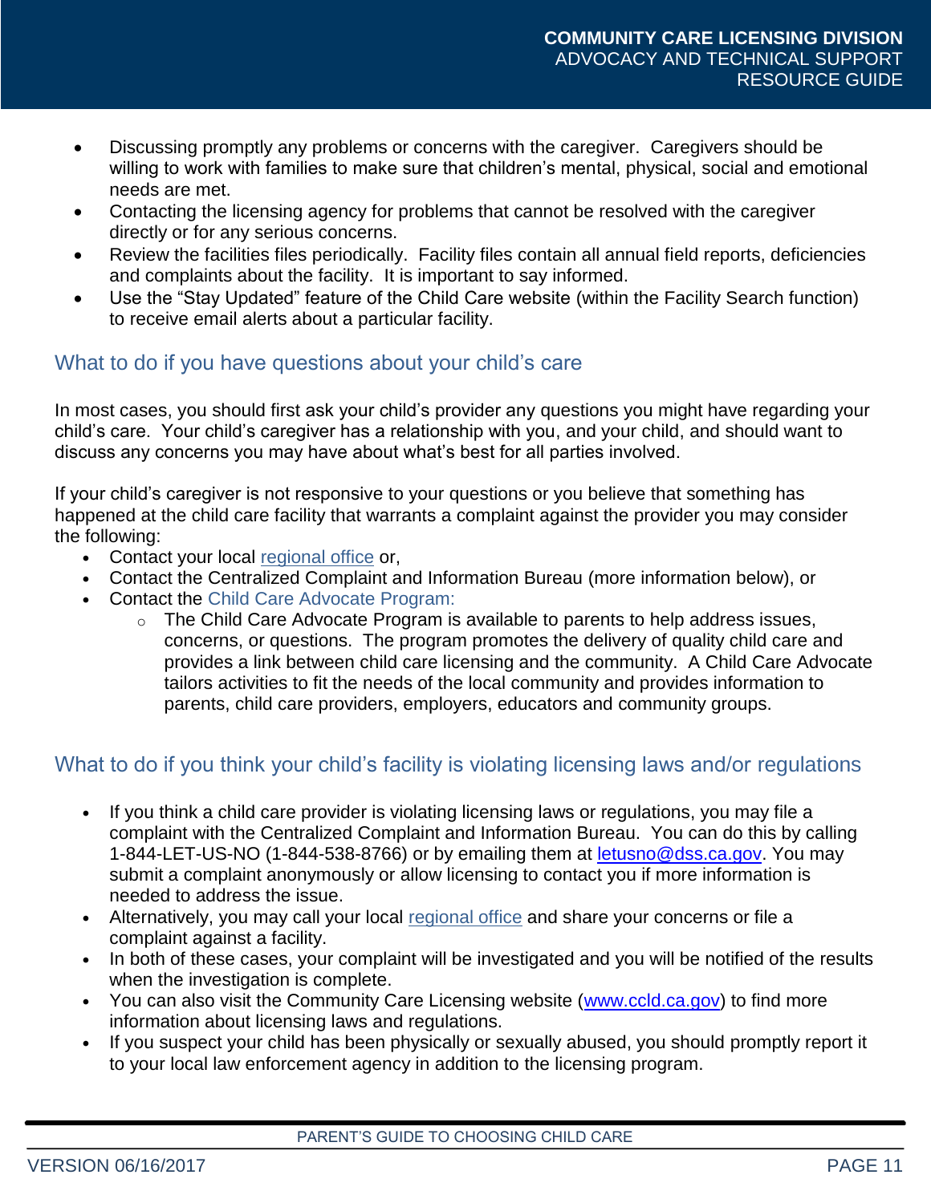- Discussing promptly any problems or concerns with the caregiver. Caregivers should be willing to work with families to make sure that children's mental, physical, social and emotional needs are met.
- Contacting the licensing agency for problems that cannot be resolved with the caregiver directly or for any serious concerns.
- Review the facilities files periodically. Facility files contain all annual field reports, deficiencies and complaints about the facility. It is important to say informed.
- Use the "Stay Updated" feature of the Child Care website (within the Facility Search function) to receive email alerts about a particular facility.

## What to do if you have questions about your child's care

In most cases, you should first ask your child's provider any questions you might have regarding your child's care. Your child's caregiver has a relationship with you, and your child, and should want to discuss any concerns you may have about what's best for all parties involved.

If your child's caregiver is not responsive to your questions or you believe that something has happened at the child care facility that warrants a complaint against the provider you may consider the following:

- Contact your local regional office or,
- Contact the Centralized Complaint and Information Bureau (more information below), or
- Contact the Child Care Advocate Program:
  - The Child Care Advocate Program is available to parents to help address issues, concerns, or questions. The program promotes the delivery of quality child care and provides a link between child care licensing and the community. A Child Care Advocate tailors activities to fit the needs of the local community and provides information to parents, child care providers, employers, educators and community groups.

## What to do if you think your child's facility is violating licensing laws and/or regulations

- If you think a child care provider is violating licensing laws or regulations, you may file a complaint with the Centralized Complaint and Information Bureau. You can do this by calling 1-844-LET-US-NO (1-844-538-8766) or by emailing them at letusno@dss.ca.gov. You may submit a complaint anonymously or allow licensing to contact you if more information is needed to address the issue.
- Alternatively, you may call your local regional office and share your concerns or file a complaint against a facility.
- In both of these cases, your complaint will be investigated and you will be notified of the results when the investigation is complete.
- You can also visit the Community Care Licensing website (www.ccld.ca.gov) to find more information about licensing laws and regulations.
- If you suspect your child has been physically or sexually abused, you should promptly report it to your local law enforcement agency in addition to the licensing program.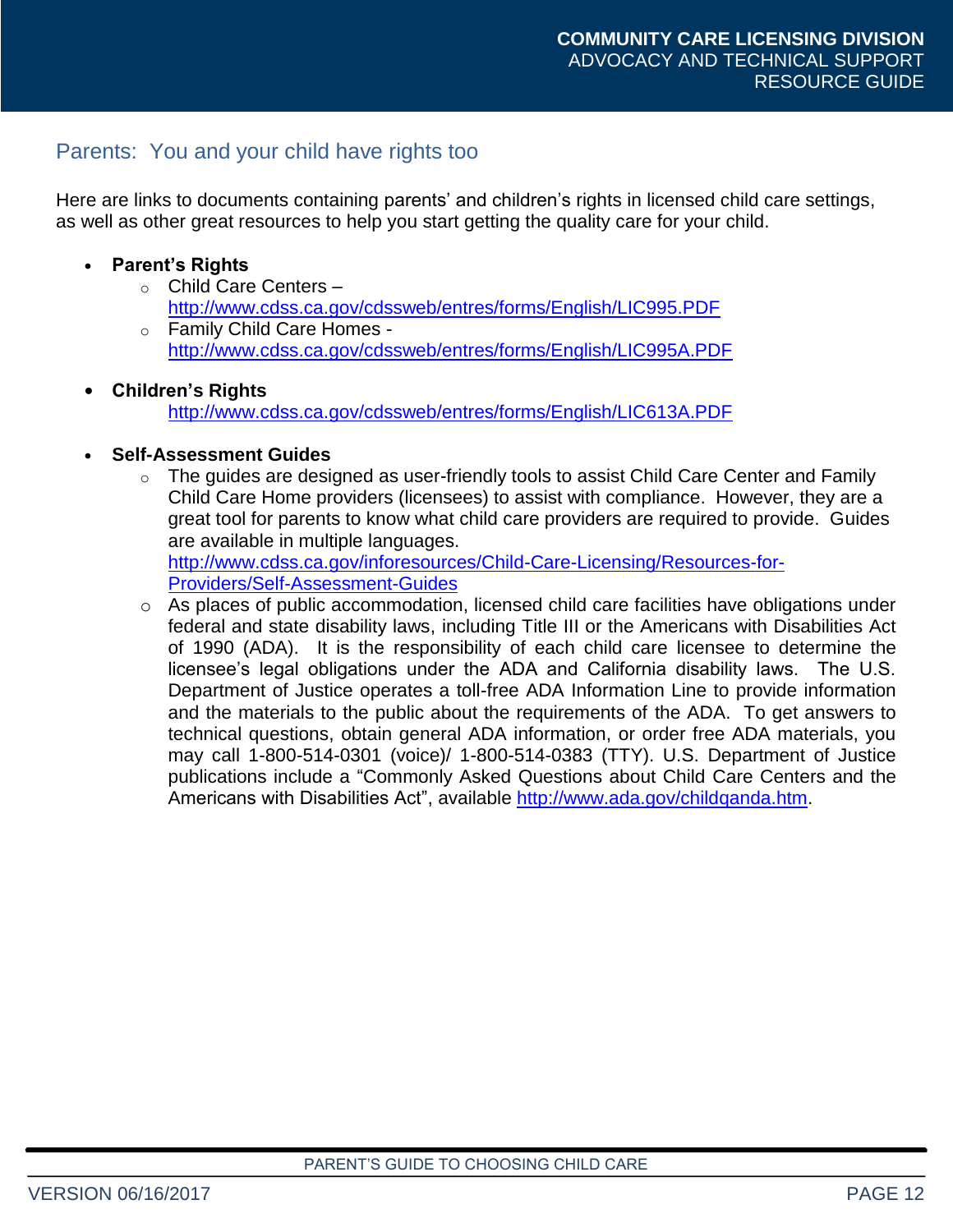## Parents: You and your child have rights too

Here are links to documents containing parents' and children's rights in licensed child care settings, as well as other great resources to help you start getting the quality care for your child.

- **Parent's Rights**
  - Child Care Centers – http://www.cdss.ca.gov/cdssweb/entres/forms/English/LIC995.PDF
  - Family Child Care Homes - http://www.cdss.ca.gov/cdssweb/entres/forms/English/LIC995A.PDF

- **Children's Rights**
  http://www.cdss.ca.gov/cdssweb/entres/forms/English/LIC613A.PDF

- **Self-Assessment Guides**
  - The guides are designed as user-friendly tools to assist Child Care Center and Family Child Care Home providers (licensees) to assist with compliance. However, they are a great tool for parents to know what child care providers are required to provide. Guides are available in multiple languages. http://www.cdss.ca.gov/inforesources/Child-Care-Licensing/Resources-for-Providers/Self-Assessment-Guides
  - As places of public accommodation, licensed child care facilities have obligations under federal and state disability laws, including Title III or the Americans with Disabilities Act of 1990 (ADA). It is the responsibility of each child care licensee to determine the licensee's legal obligations under the ADA and California disability laws. The U.S. Department of Justice operates a toll-free ADA Information Line to provide information and the materials to the public about the requirements of the ADA. To get answers to technical questions, obtain general ADA information, or order free ADA materials, you may call 1-800-514-0301 (voice)/ 1-800-514-0383 (TTY). U.S. Department of Justice publications include a "Commonly Asked Questions about Child Care Centers and the Americans with Disabilities Act", available http://www.ada.gov/childqanda.htm.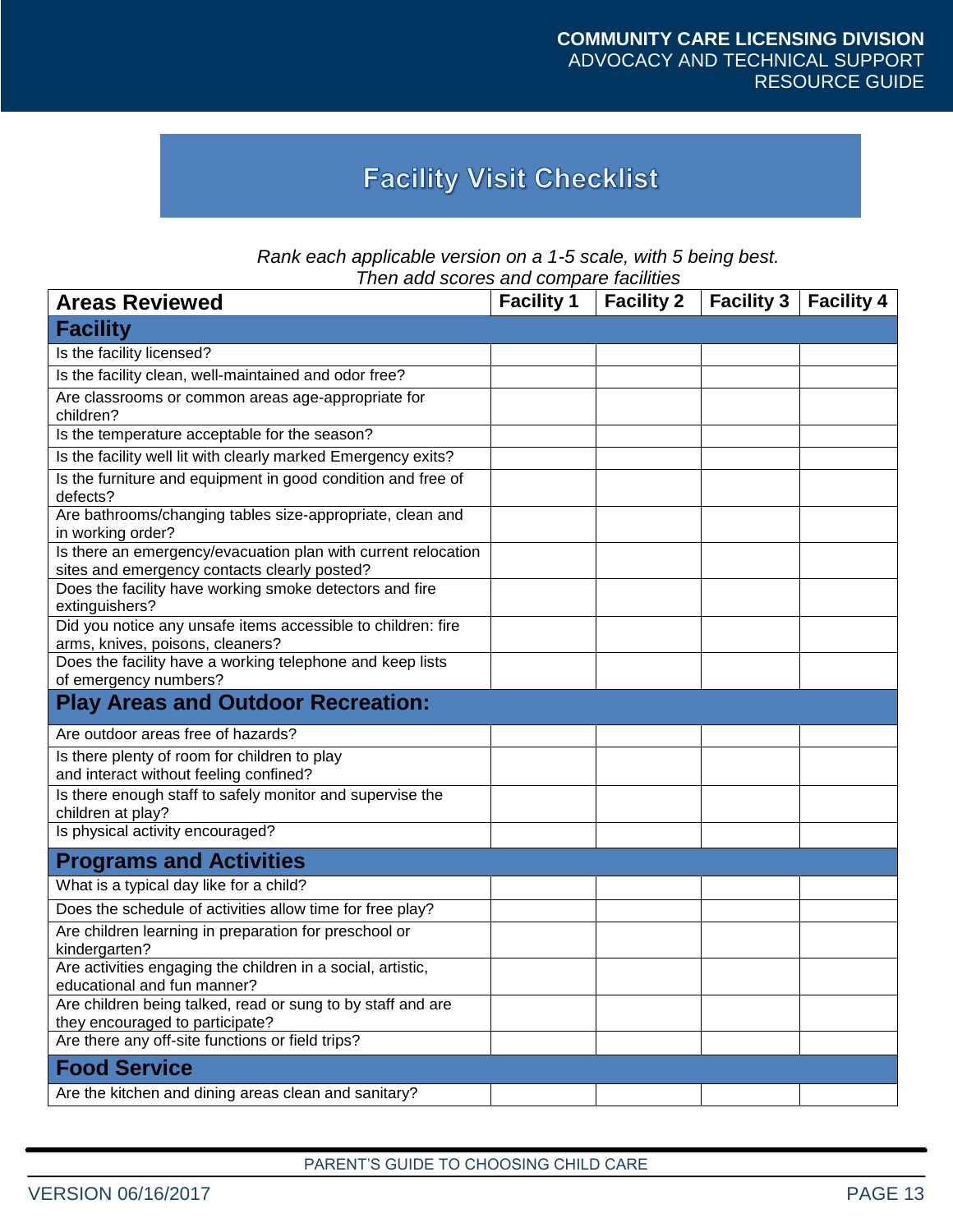# Facility Visit Checklist

*Rank each applicable version on a 1-5 scale, with 5 being best. Then add scores and compare facilities*

| Areas Reviewed | Facility 1 | Facility 2 | Facility 3 | Facility 4 |
|---|---|---|---|---|
| **Facility** | | | | |
| Is the facility licensed? | | | | |
| Is the facility clean, well-maintained and odor free? | | | | |
| Are classrooms or common areas age-appropriate for children? | | | | |
| Is the temperature acceptable for the season? | | | | |
| Is the facility well lit with clearly marked Emergency exits? | | | | |
| Is the furniture and equipment in good condition and free of defects? | | | | |
| Are bathrooms/changing tables size-appropriate, clean and in working order? | | | | |
| Is there an emergency/evacuation plan with current relocation sites and emergency contacts clearly posted? | | | | |
| Does the facility have working smoke detectors and fire extinguishers? | | | | |
| Did you notice any unsafe items accessible to children: fire arms, knives, poisons, cleaners? | | | | |
| Does the facility have a working telephone and keep lists of emergency numbers? | | | | |
| **Play Areas and Outdoor Recreation:** | | | | |
| Are outdoor areas free of hazards? | | | | |
| Is there plenty of room for children to play and interact without feeling confined? | | | | |
| Is there enough staff to safely monitor and supervise the children at play? | | | | |
| Is physical activity encouraged? | | | | |
| **Programs and Activities** | | | | |
| What is a typical day like for a child? | | | | |
| Does the schedule of activities allow time for free play? | | | | |
| Are children learning in preparation for preschool or kindergarten? | | | | |
| Are activities engaging the children in a social, artistic, educational and fun manner? | | | | |
| Are children being talked, read or sung to by staff and are they encouraged to participate? | | | | |
| Are there any off-site functions or field trips? | | | | |
| **Food Service** | | | | |
| Are the kitchen and dining areas clean and sanitary? | | | | |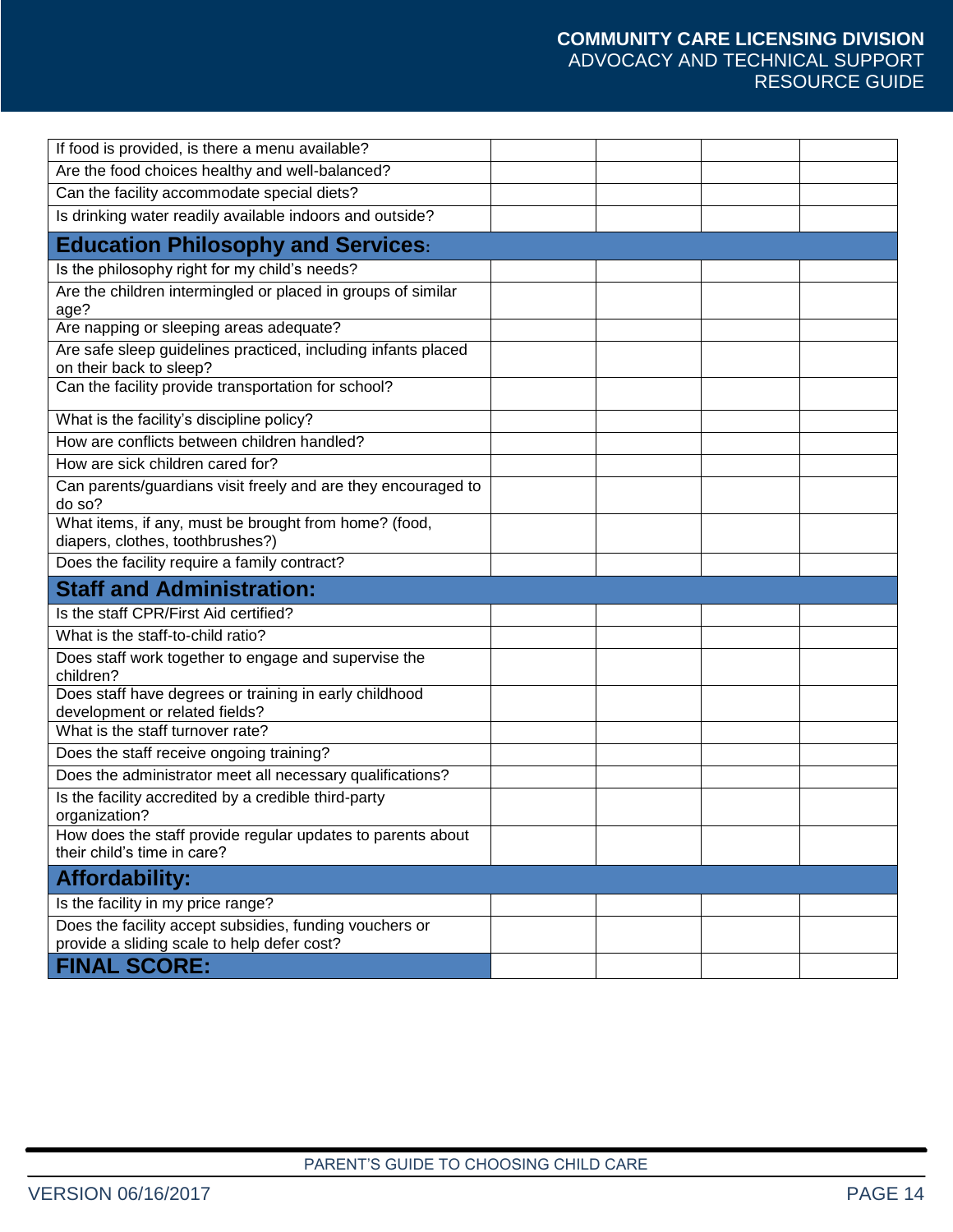| | | | | |
|---|---|---|---|---|
| If food is provided, is there a menu available? | | | | |
| Are the food choices healthy and well-balanced? | | | | |
| Can the facility accommodate special diets? | | | | |
| Is drinking water readily available indoors and outside? | | | | |
| **Education Philosophy and Services:** | | | | |
| Is the philosophy right for my child's needs? | | | | |
| Are the children intermingled or placed in groups of similar age? | | | | |
| Are napping or sleeping areas adequate? | | | | |
| Are safe sleep guidelines practiced, including infants placed on their back to sleep? | | | | |
| Can the facility provide transportation for school? | | | | |
| What is the facility's discipline policy? | | | | |
| How are conflicts between children handled? | | | | |
| How are sick children cared for? | | | | |
| Can parents/guardians visit freely and are they encouraged to do so? | | | | |
| What items, if any, must be brought from home? (food, diapers, clothes, toothbrushes?) | | | | |
| Does the facility require a family contract? | | | | |
| **Staff and Administration:** | | | | |
| Is the staff CPR/First Aid certified? | | | | |
| What is the staff-to-child ratio? | | | | |
| Does staff work together to engage and supervise the children? | | | | |
| Does staff have degrees or training in early childhood development or related fields? | | | | |
| What is the staff turnover rate? | | | | |
| Does the staff receive ongoing training? | | | | |
| Does the administrator meet all necessary qualifications? | | | | |
| Is the facility accredited by a credible third-party organization? | | | | |
| How does the staff provide regular updates to parents about their child's time in care? | | | | |
| **Affordability:** | | | | |
| Is the facility in my price range? | | | | |
| Does the facility accept subsidies, funding vouchers or provide a sliding scale to help defer cost? | | | | |
| **FINAL SCORE:** | | | | |